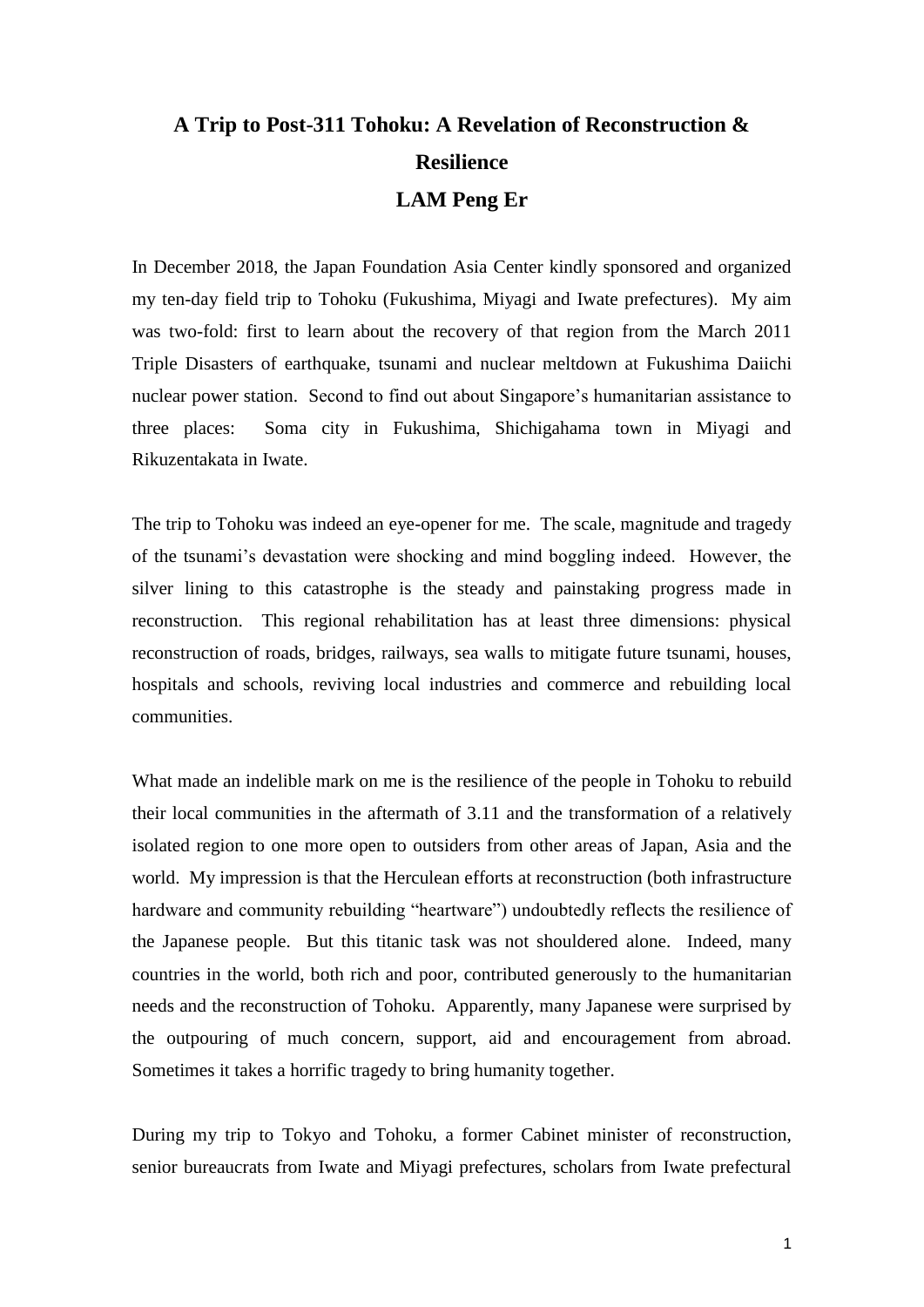# A Trip to Post-311 Tohoku: A Revelation of Reconstruction & Resilience

## LAM Peng Er

In December 2018, the Japan Foundation Asia Center kindly sponsored and organized my ten-day field trip to Tohoku (Fukushima, Miyagi and Iwate prefectures). My aim was two-fold: first to learn about the recovery of that region from the March 2011 Triple Disasters of earthquake, tsunami and nuclear meltdown at Fukushima Daiichi nuclear power station. Second to find out about Singapore's humanitarian assistance to three places: Soma city in Fukushima, Shichigahama town in Miyagi and Rikuzentakata in Iwate.

The trip to Tohoku was indeed an eye-opener for me. The scale, magnitude and tragedy of the tsunami's devastation were shocking and mind boggling indeed. However, the silver lining to this catastrophe is the steady and painstaking progress made in reconstruction. This regional rehabilitation has at least three dimensions: physical reconstruction of roads, bridges, railways, sea walls to mitigate future tsunami, houses, hospitals and schools, reviving local industries and commerce and rebuilding local communities.

What made an indelible mark on me is the resilience of the people in Tohoku to rebuild their local communities in the aftermath of 3.11 and the transformation of a relatively isolated region to one more open to outsiders from other areas of Japan, Asia and the world. My impression is that the Herculean efforts at reconstruction (both infrastructure hardware and community rebuilding "heartware") undoubtedly reflects the resilience of the Japanese people. But this titanic task was not shouldered alone. Indeed, many countries in the world, both rich and poor, contributed generously to the humanitarian needs and the reconstruction of Tohoku. Apparently, many Japanese were surprised by the outpouring of much concern, support, aid and encouragement from abroad. Sometimes it takes a horrific tragedy to bring humanity together.

During my trip to Tokyo and Tohoku, a former Cabinet minister of reconstruction, senior bureaucrats from Iwate and Miyagi prefectures, scholars from Iwate prefectural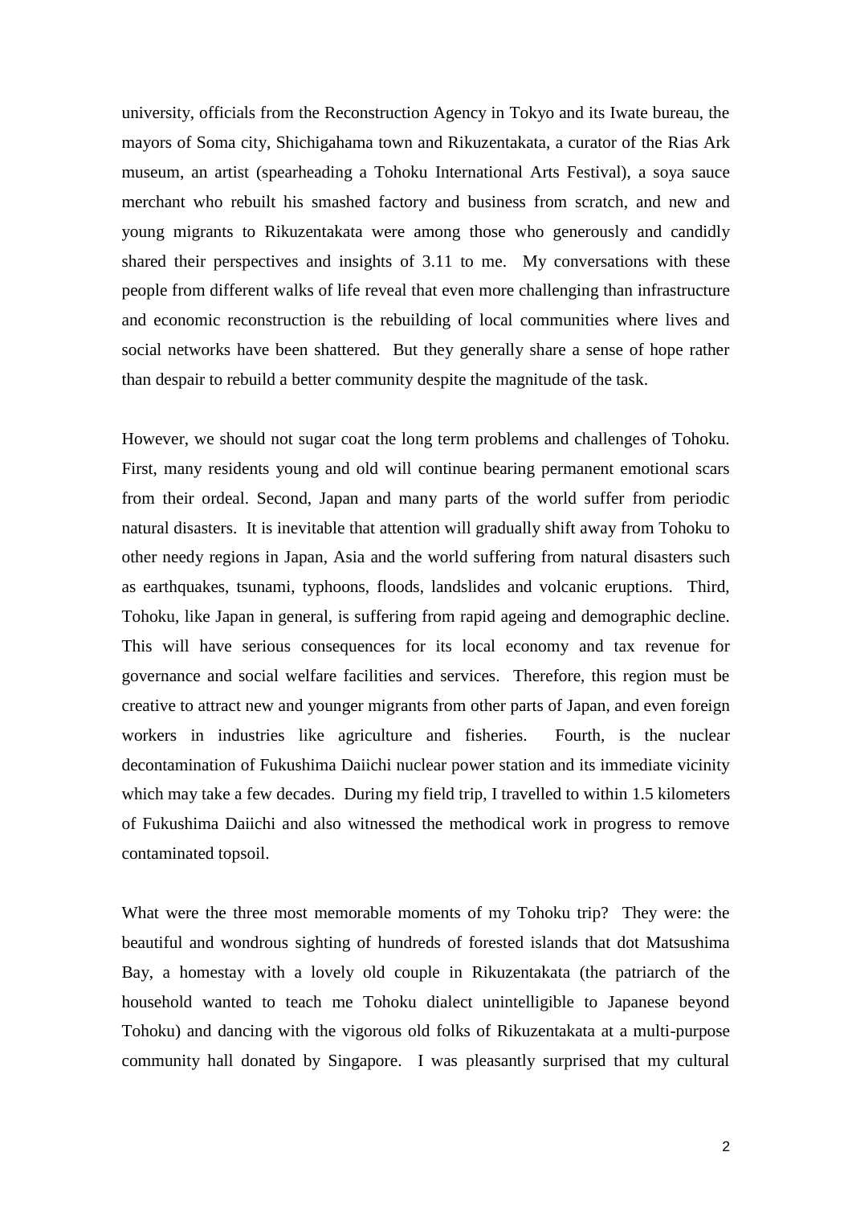university, officials from the Reconstruction Agency in Tokyo and its Iwate bureau, the mayors of Soma city, Shichigahama town and Rikuzentakata, a curator of the Rias Ark museum, an artist (spearheading a Tohoku International Arts Festival), a soya sauce merchant who rebuilt his smashed factory and business from scratch, and new and young migrants to Rikuzentakata were among those who generously and candidly shared their perspectives and insights of 3.11 to me. My conversations with these people from different walks of life reveal that even more challenging than infrastructure and economic reconstruction is the rebuilding of local communities where lives and social networks have been shattered. But they generally share a sense of hope rather than despair to rebuild a better community despite the magnitude of the task.

However, we should not sugar coat the long term problems and challenges of Tohoku. First, many residents young and old will continue bearing permanent emotional scars from their ordeal. Second, Japan and many parts of the world suffer from periodic natural disasters. It is inevitable that attention will gradually shift away from Tohoku to other needy regions in Japan, Asia and the world suffering from natural disasters such as earthquakes, tsunami, typhoons, floods, landslides and volcanic eruptions. Third, Tohoku, like Japan in general, is suffering from rapid ageing and demographic decline. This will have serious consequences for its local economy and tax revenue for governance and social welfare facilities and services. Therefore, this region must be creative to attract new and younger migrants from other parts of Japan, and even foreign workers in industries like agriculture and fisheries. Fourth, is the nuclear decontamination of Fukushima Daiichi nuclear power station and its immediate vicinity which may take a few decades. During my field trip, I travelled to within 1.5 kilometers of Fukushima Daiichi and also witnessed the methodical work in progress to remove contaminated topsoil.

What were the three most memorable moments of my Tohoku trip? They were: the beautiful and wondrous sighting of hundreds of forested islands that dot Matsushima Bay, a homestay with a lovely old couple in Rikuzentakata (the patriarch of the household wanted to teach me Tohoku dialect unintelligible to Japanese beyond Tohoku) and dancing with the vigorous old folks of Rikuzentakata at a multi-purpose community hall donated by Singapore. I was pleasantly surprised that my cultural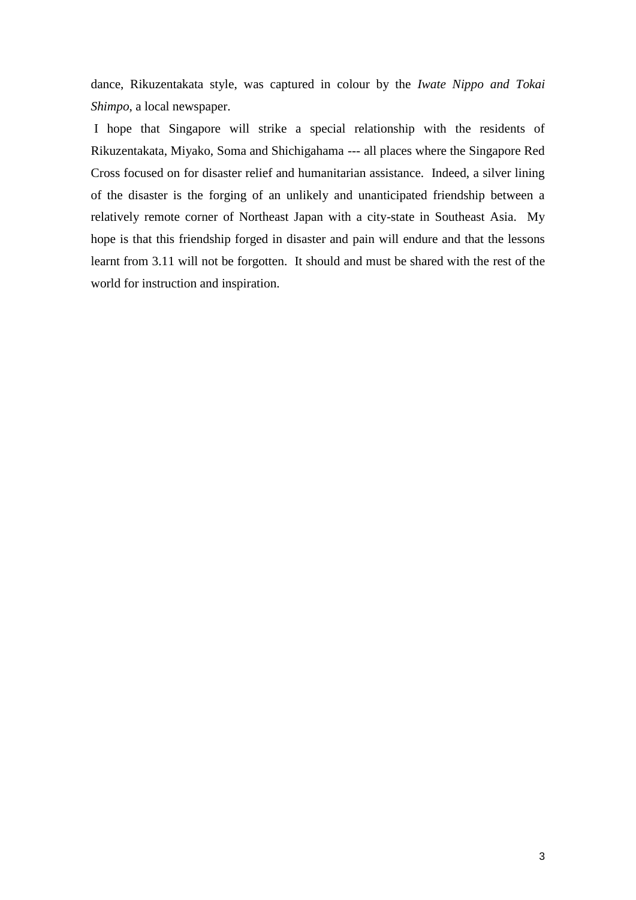dance, Rikuzentakata style, was captured in colour by the *Iwate Nippo and Tokai Shimpo*, a local newspaper.

I hope that Singapore will strike a special relationship with the residents of Rikuzentakata, Miyako, Soma and Shichigahama --- all places where the Singapore Red Cross focused on for disaster relief and humanitarian assistance. Indeed, a silver lining of the disaster is the forging of an unlikely and unanticipated friendship between a relatively remote corner of Northeast Japan with a city-state in Southeast Asia. My hope is that this friendship forged in disaster and pain will endure and that the lessons learnt from 3.11 will not be forgotten. It should and must be shared with the rest of the world for instruction and inspiration.